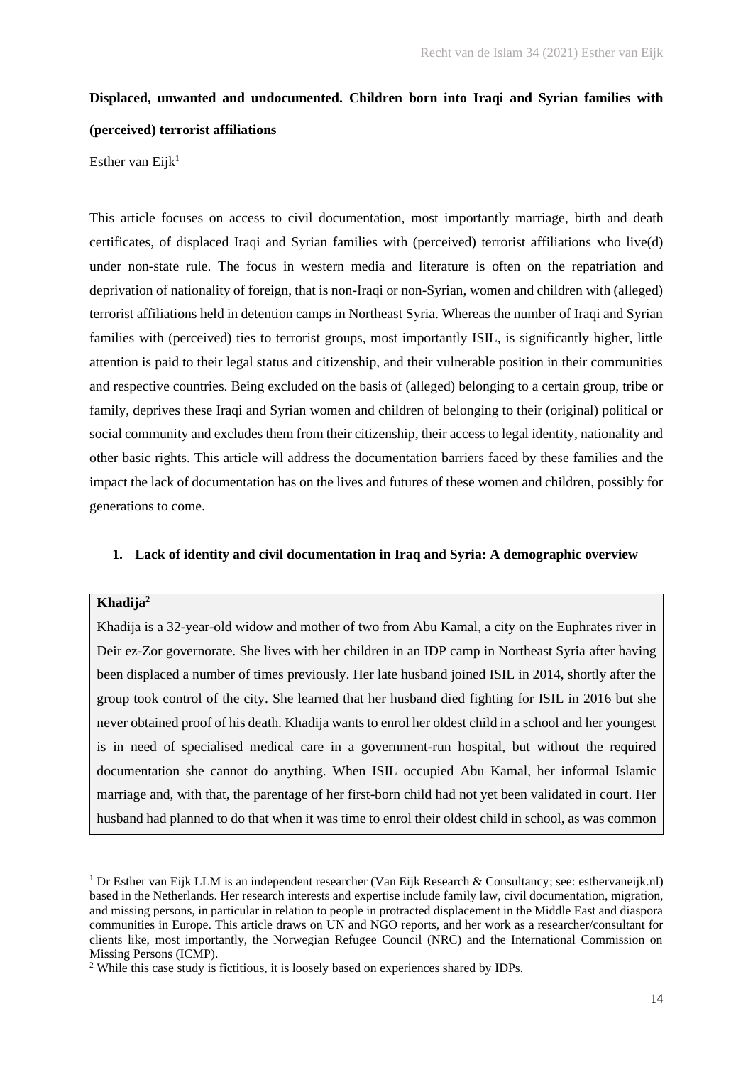**Displaced, unwanted and undocumented. Children born into Iraqi and Syrian families with (perceived) terrorist affiliations**

Esther van Eijk[1]

This article focuses on access to civil documentation, most importantly marriage, birth and death certificates, of displaced Iraqi and Syrian families with (perceived) terrorist affiliations who live(d) under non-state rule. The focus in western media and literature is often on the repatriation and deprivation of nationality of foreign, that is non-Iraqi or non-Syrian, women and children with (alleged) terrorist affiliations held in detention camps in Northeast Syria. Whereas the number of Iraqi and Syrian families with (perceived) ties to terrorist groups, most importantly ISIL, is significantly higher, little attention is paid to their legal status and citizenship, and their vulnerable position in their communities and respective countries. Being excluded on the basis of (alleged) belonging to a certain group, tribe or family, deprives these Iraqi and Syrian women and children of belonging to their (original) political or social community and excludes them from their citizenship, their access to legal identity, nationality and other basic rights. This article will address the documentation barriers faced by these families and the impact the lack of documentation has on the lives and futures of these women and children, possibly for generations to come.

## 1. Lack of identity and civil documentation in Iraq and Syria: A demographic overview

**Khadija**[2]

Khadija is a 32-year-old widow and mother of two from Abu Kamal, a city on the Euphrates river in Deir ez-Zor governorate. She lives with her children in an IDP camp in Northeast Syria after having been displaced a number of times previously. Her late husband joined ISIL in 2014, shortly after the group took control of the city. She learned that her husband died fighting for ISIL in 2016 but she never obtained proof of his death. Khadija wants to enrol her oldest child in a school and her youngest is in need of specialised medical care in a government-run hospital, but without the required documentation she cannot do anything. When ISIL occupied Abu Kamal, her informal Islamic marriage and, with that, the parentage of her first-born child had not yet been validated in court. Her husband had planned to do that when it was time to enrol their oldest child in school, as was common

---

[1] Dr Esther van Eijk LLM is an independent researcher (Van Eijk Research & Consultancy; see: esthervaneijk.nl) based in the Netherlands. Her research interests and expertise include family law, civil documentation, migration, and missing persons, in particular in relation to people in protracted displacement in the Middle East and diaspora communities in Europe. This article draws on UN and NGO reports, and her work as a researcher/consultant for clients like, most importantly, the Norwegian Refugee Council (NRC) and the International Commission on Missing Persons (ICMP).

[2] While this case study is fictitious, it is loosely based on experiences shared by IDPs.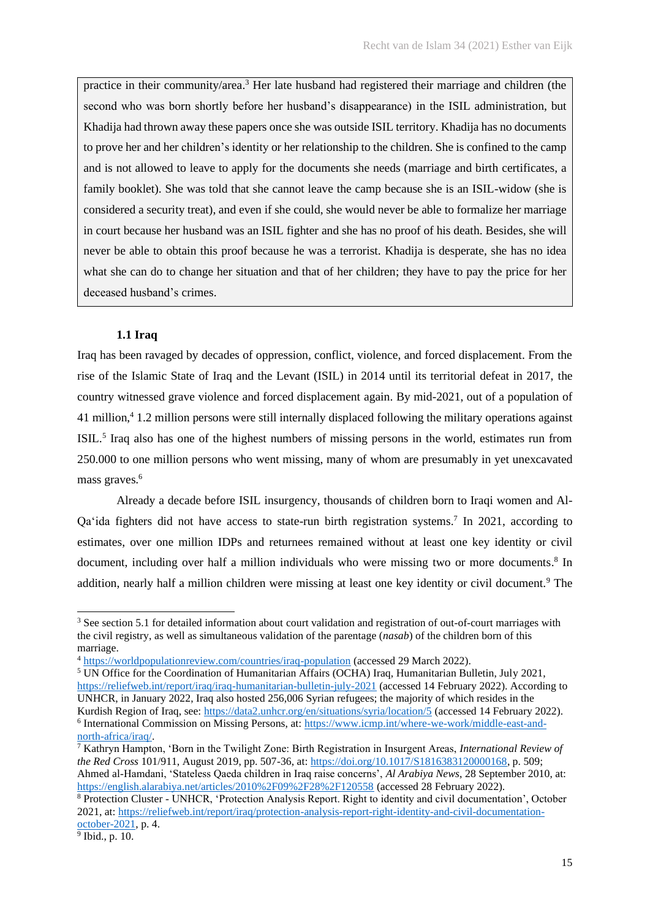practice in their community/area.[3] Her late husband had registered their marriage and children (the second who was born shortly before her husband's disappearance) in the ISIL administration, but Khadija had thrown away these papers once she was outside ISIL territory. Khadija has no documents to prove her and her children's identity or her relationship to the children. She is confined to the camp and is not allowed to leave to apply for the documents she needs (marriage and birth certificates, a family booklet). She was told that she cannot leave the camp because she is an ISIL-widow (she is considered a security treat), and even if she could, she would never be able to formalize her marriage in court because her husband was an ISIL fighter and she has no proof of his death. Besides, she will never be able to obtain this proof because he was a terrorist. Khadija is desperate, she has no idea what she can do to change her situation and that of her children; they have to pay the price for her deceased husband's crimes.

### 1.1 Iraq

Iraq has been ravaged by decades of oppression, conflict, violence, and forced displacement. From the rise of the Islamic State of Iraq and the Levant (ISIL) in 2014 until its territorial defeat in 2017, the country witnessed grave violence and forced displacement again. By mid-2021, out of a population of 41 million,[4] 1.2 million persons were still internally displaced following the military operations against ISIL.[5] Iraq also has one of the highest numbers of missing persons in the world, estimates run from 250.000 to one million persons who went missing, many of whom are presumably in yet unexcavated mass graves.[6]

Already a decade before ISIL insurgency, thousands of children born to Iraqi women and Al-Qa'ida fighters did not have access to state-run birth registration systems.[7] In 2021, according to estimates, over one million IDPs and returnees remained without at least one key identity or civil document, including over half a million individuals who were missing two or more documents.[8] In addition, nearly half a million children were missing at least one key identity or civil document.[9] The

---

[3] See section 5.1 for detailed information about court validation and registration of out-of-court marriages with the civil registry, as well as simultaneous validation of the parentage (*nasab*) of the children born of this marriage.

[4] https://worldpopulationreview.com/countries/iraq-population (accessed 29 March 2022).

[5] UN Office for the Coordination of Humanitarian Affairs (OCHA) Iraq, Humanitarian Bulletin, July 2021, https://reliefweb.int/report/iraq/iraq-humanitarian-bulletin-july-2021 (accessed 14 February 2022). According to UNHCR, in January 2022, Iraq also hosted 256,006 Syrian refugees; the majority of which resides in the Kurdish Region of Iraq, see: https://data2.unhcr.org/en/situations/syria/location/5 (accessed 14 February 2022).

[6] International Commission on Missing Persons, at: https://www.icmp.int/where-we-work/middle-east-and-north-africa/iraq/.

[7] Kathryn Hampton, 'Born in the Twilight Zone: Birth Registration in Insurgent Areas, *International Review of the Red Cross* 101/911, August 2019, pp. 507-36, at: https://doi.org/10.1017/S1816383120000168, p. 509; Ahmed al-Hamdani, 'Stateless Qaeda children in Iraq raise concerns', *Al Arabiya News*, 28 September 2010, at: https://english.alarabiya.net/articles/2010%2F09%2F28%2F120558 (accessed 28 February 2022).

[8] Protection Cluster - UNHCR, 'Protection Analysis Report. Right to identity and civil documentation', October 2021, at: https://reliefweb.int/report/iraq/protection-analysis-report-right-identity-and-civil-documentation-october-2021, p. 4.

[9] Ibid., p. 10.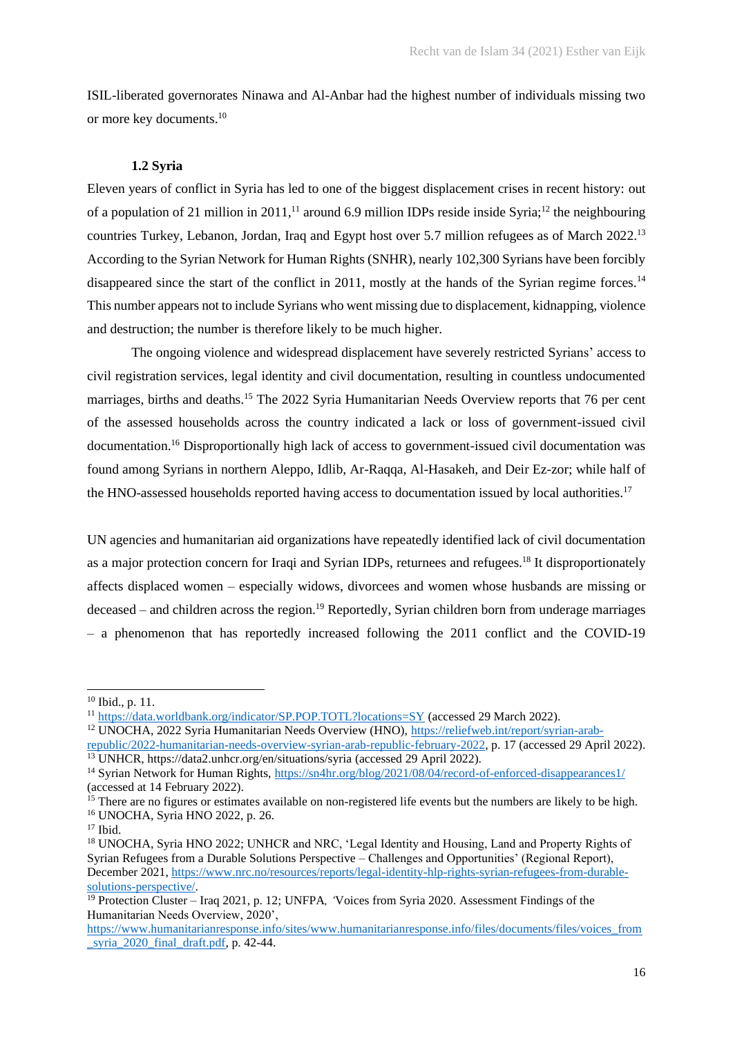ISIL-liberated governorates Ninawa and Al-Anbar had the highest number of individuals missing two or more key documents.[10]

### 1.2 Syria

Eleven years of conflict in Syria has led to one of the biggest displacement crises in recent history: out of a population of 21 million in 2011,[11] around 6.9 million IDPs reside inside Syria;[12] the neighbouring countries Turkey, Lebanon, Jordan, Iraq and Egypt host over 5.7 million refugees as of March 2022.[13] According to the Syrian Network for Human Rights (SNHR), nearly 102,300 Syrians have been forcibly disappeared since the start of the conflict in 2011, mostly at the hands of the Syrian regime forces.[14] This number appears not to include Syrians who went missing due to displacement, kidnapping, violence and destruction; the number is therefore likely to be much higher.

The ongoing violence and widespread displacement have severely restricted Syrians' access to civil registration services, legal identity and civil documentation, resulting in countless undocumented marriages, births and deaths.[15] The 2022 Syria Humanitarian Needs Overview reports that 76 per cent of the assessed households across the country indicated a lack or loss of government-issued civil documentation.[16] Disproportionally high lack of access to government-issued civil documentation was found among Syrians in northern Aleppo, Idlib, Ar-Raqqa, Al-Hasakeh, and Deir Ez-zor; while half of the HNO-assessed households reported having access to documentation issued by local authorities.[17]

UN agencies and humanitarian aid organizations have repeatedly identified lack of civil documentation as a major protection concern for Iraqi and Syrian IDPs, returnees and refugees.[18] It disproportionately affects displaced women – especially widows, divorcees and women whose husbands are missing or deceased – and children across the region.[19] Reportedly, Syrian children born from underage marriages – a phenomenon that has reportedly increased following the 2011 conflict and the COVID-19

---

[10] Ibid., p. 11.

[11] https://data.worldbank.org/indicator/SP.POP.TOTL?locations=SY (accessed 29 March 2022).

[12] UNOCHA, 2022 Syria Humanitarian Needs Overview (HNO), https://reliefweb.int/report/syrian-arab-republic/2022-humanitarian-needs-overview-syrian-arab-republic-february-2022, p. 17 (accessed 29 April 2022).

[13] UNHCR, https://data2.unhcr.org/en/situations/syria (accessed 29 April 2022).

[14] Syrian Network for Human Rights, https://sn4hr.org/blog/2021/08/04/record-of-enforced-disappearances1/ (accessed at 14 February 2022).

[15] There are no figures or estimates available on non-registered life events but the numbers are likely to be high.

[16] UNOCHA, Syria HNO 2022, p. 26.

[17] Ibid.

[18] UNOCHA, Syria HNO 2022; UNHCR and NRC, 'Legal Identity and Housing, Land and Property Rights of Syrian Refugees from a Durable Solutions Perspective – Challenges and Opportunities' (Regional Report), December 2021, https://www.nrc.no/resources/reports/legal-identity-hlp-rights-syrian-refugees-from-durable-solutions-perspective/.

[19] Protection Cluster – Iraq 2021, p. 12; UNFPA, *'*Voices from Syria 2020. Assessment Findings of the Humanitarian Needs Overview, 2020', https://www.humanitarianresponse.info/sites/www.humanitarianresponse.info/files/documents/files/voices_from_syria_2020_final_draft.pdf, p. 42-44.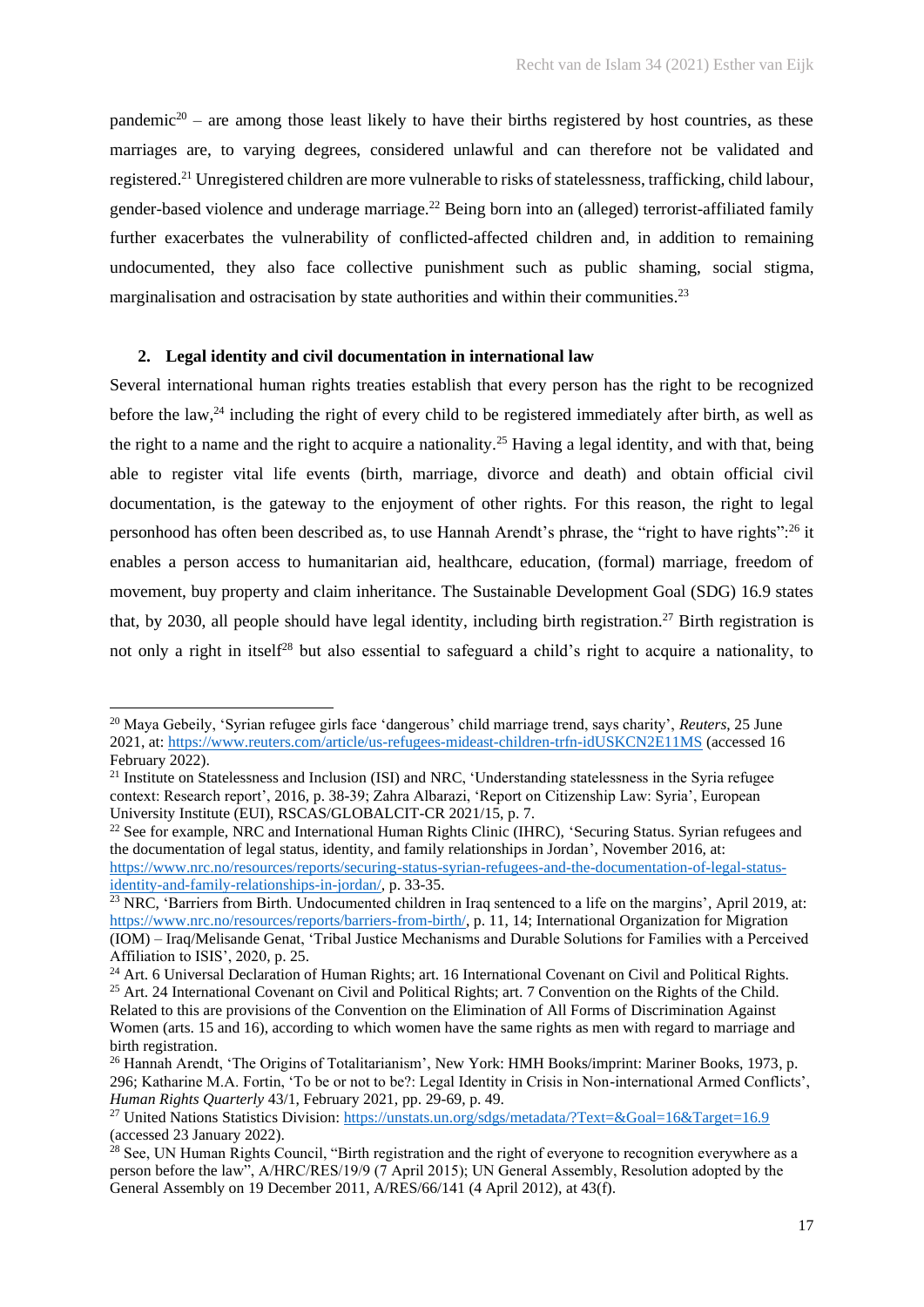pandemic[20] – are among those least likely to have their births registered by host countries, as these marriages are, to varying degrees, considered unlawful and can therefore not be validated and registered.[21] Unregistered children are more vulnerable to risks of statelessness, trafficking, child labour, gender-based violence and underage marriage.[22] Being born into an (alleged) terrorist-affiliated family further exacerbates the vulnerability of conflicted-affected children and, in addition to remaining undocumented, they also face collective punishment such as public shaming, social stigma, marginalisation and ostracisation by state authorities and within their communities.[23]

## 2. Legal identity and civil documentation in international law

Several international human rights treaties establish that every person has the right to be recognized before the law,[24] including the right of every child to be registered immediately after birth, as well as the right to a name and the right to acquire a nationality.[25] Having a legal identity, and with that, being able to register vital life events (birth, marriage, divorce and death) and obtain official civil documentation, is the gateway to the enjoyment of other rights. For this reason, the right to legal personhood has often been described as, to use Hannah Arendt's phrase, the "right to have rights":[26] it enables a person access to humanitarian aid, healthcare, education, (formal) marriage, freedom of movement, buy property and claim inheritance. The Sustainable Development Goal (SDG) 16.9 states that, by 2030, all people should have legal identity, including birth registration.[27] Birth registration is not only a right in itself[28] but also essential to safeguard a child's right to acquire a nationality, to

---

[20] Maya Gebeily, 'Syrian refugee girls face 'dangerous' child marriage trend, says charity', *Reuters*, 25 June 2021, at: https://www.reuters.com/article/us-refugees-mideast-children-trfn-idUSKCN2E11MS (accessed 16 February 2022).

[21] Institute on Statelessness and Inclusion (ISI) and NRC, 'Understanding statelessness in the Syria refugee context: Research report', 2016, p. 38-39; Zahra Albarazi, 'Report on Citizenship Law: Syria', European University Institute (EUI), RSCAS/GLOBALCIT-CR 2021/15, p. 7.

[22] See for example, NRC and International Human Rights Clinic (IHRC), 'Securing Status. Syrian refugees and the documentation of legal status, identity, and family relationships in Jordan', November 2016, at: https://www.nrc.no/resources/reports/securing-status-syrian-refugees-and-the-documentation-of-legal-status-identity-and-family-relationships-in-jordan/, p. 33-35.

[23] NRC, 'Barriers from Birth. Undocumented children in Iraq sentenced to a life on the margins', April 2019, at: https://www.nrc.no/resources/reports/barriers-from-birth/, p. 11, 14; International Organization for Migration (IOM) – Iraq/Melisande Genat, 'Tribal Justice Mechanisms and Durable Solutions for Families with a Perceived Affiliation to ISIS', 2020, p. 25.

[24] Art. 6 Universal Declaration of Human Rights; art. 16 International Covenant on Civil and Political Rights.

[25] Art. 24 International Covenant on Civil and Political Rights; art. 7 Convention on the Rights of the Child. Related to this are provisions of the Convention on the Elimination of All Forms of Discrimination Against Women (arts. 15 and 16), according to which women have the same rights as men with regard to marriage and birth registration.

[26] Hannah Arendt, 'The Origins of Totalitarianism', New York: HMH Books/imprint: Mariner Books, 1973, p. 296; Katharine M.A. Fortin, 'To be or not to be?: Legal Identity in Crisis in Non-international Armed Conflicts', *Human Rights Quarterly* 43/1, February 2021, pp. 29-69, p. 49.

[27] United Nations Statistics Division: https://unstats.un.org/sdgs/metadata/?Text=&Goal=16&Target=16.9 (accessed 23 January 2022).

[28] See, UN Human Rights Council, "Birth registration and the right of everyone to recognition everywhere as a person before the law", A/HRC/RES/19/9 (7 April 2015); UN General Assembly, Resolution adopted by the General Assembly on 19 December 2011, A/RES/66/141 (4 April 2012), at 43(f).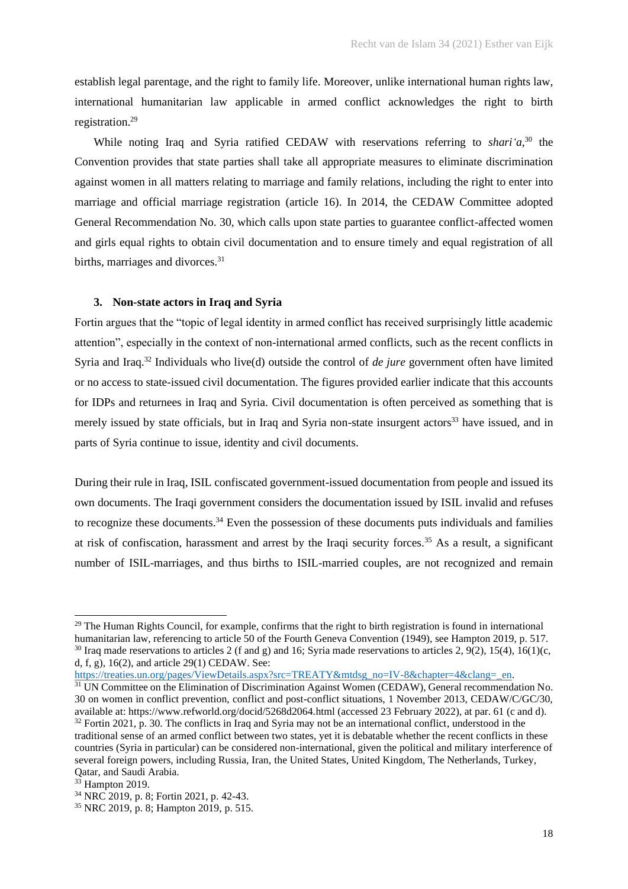establish legal parentage, and the right to family life. Moreover, unlike international human rights law, international humanitarian law applicable in armed conflict acknowledges the right to birth registration.[29]

While noting Iraq and Syria ratified CEDAW with reservations referring to *shari'a*,[30] the Convention provides that state parties shall take all appropriate measures to eliminate discrimination against women in all matters relating to marriage and family relations, including the right to enter into marriage and official marriage registration (article 16). In 2014, the CEDAW Committee adopted General Recommendation No. 30, which calls upon state parties to guarantee conflict-affected women and girls equal rights to obtain civil documentation and to ensure timely and equal registration of all births, marriages and divorces.[31]

### 3. Non-state actors in Iraq and Syria

Fortin argues that the "topic of legal identity in armed conflict has received surprisingly little academic attention", especially in the context of non-international armed conflicts, such as the recent conflicts in Syria and Iraq.[32] Individuals who live(d) outside the control of *de jure* government often have limited or no access to state-issued civil documentation. The figures provided earlier indicate that this accounts for IDPs and returnees in Iraq and Syria. Civil documentation is often perceived as something that is merely issued by state officials, but in Iraq and Syria non-state insurgent actors[33] have issued, and in parts of Syria continue to issue, identity and civil documents.

During their rule in Iraq, ISIL confiscated government-issued documentation from people and issued its own documents. The Iraqi government considers the documentation issued by ISIL invalid and refuses to recognize these documents.[34] Even the possession of these documents puts individuals and families at risk of confiscation, harassment and arrest by the Iraqi security forces.[35] As a result, a significant number of ISIL-marriages, and thus births to ISIL-married couples, are not recognized and remain

---

[29] The Human Rights Council, for example, confirms that the right to birth registration is found in international humanitarian law, referencing to article 50 of the Fourth Geneva Convention (1949), see Hampton 2019, p. 517.

[30] Iraq made reservations to articles 2 (f and g) and 16; Syria made reservations to articles 2, 9(2), 15(4), 16(1)(c, d, f, g), 16(2), and article 29(1) CEDAW. See: https://treaties.un.org/pages/ViewDetails.aspx?src=TREATY&mtdsg_no=IV-8&chapter=4&clang=_en.

[31] UN Committee on the Elimination of Discrimination Against Women (CEDAW), General recommendation No. 30 on women in conflict prevention, conflict and post-conflict situations, 1 November 2013, CEDAW/C/GC/30, available at: https://www.refworld.org/docid/5268d2064.html (accessed 23 February 2022), at par. 61 (c and d).

[32] Fortin 2021, p. 30. The conflicts in Iraq and Syria may not be an international conflict, understood in the traditional sense of an armed conflict between two states, yet it is debatable whether the recent conflicts in these countries (Syria in particular) can be considered non-international, given the political and military interference of several foreign powers, including Russia, Iran, the United States, United Kingdom, The Netherlands, Turkey, Qatar, and Saudi Arabia.

[33] Hampton 2019.

[34] NRC 2019, p. 8; Fortin 2021, p. 42-43.

[35] NRC 2019, p. 8; Hampton 2019, p. 515.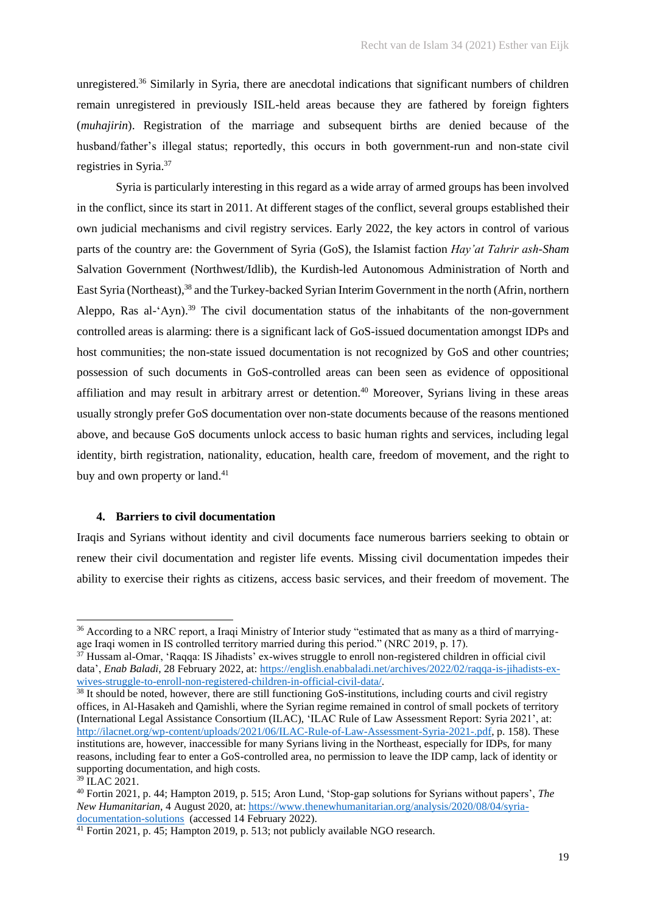unregistered.[36] Similarly in Syria, there are anecdotal indications that significant numbers of children remain unregistered in previously ISIL-held areas because they are fathered by foreign fighters (*muhajirin*). Registration of the marriage and subsequent births are denied because of the husband/father's illegal status; reportedly, this occurs in both government-run and non-state civil registries in Syria.[37]

Syria is particularly interesting in this regard as a wide array of armed groups has been involved in the conflict, since its start in 2011. At different stages of the conflict, several groups established their own judicial mechanisms and civil registry services. Early 2022, the key actors in control of various parts of the country are: the Government of Syria (GoS), the Islamist faction *Hay'at Tahrir ash-Sham* Salvation Government (Northwest/Idlib), the Kurdish-led Autonomous Administration of North and East Syria (Northeast),[38] and the Turkey-backed Syrian Interim Government in the north (Afrin, northern Aleppo, Ras al-'Ayn).[39] The civil documentation status of the inhabitants of the non-government controlled areas is alarming: there is a significant lack of GoS-issued documentation amongst IDPs and host communities; the non-state issued documentation is not recognized by GoS and other countries; possession of such documents in GoS-controlled areas can been seen as evidence of oppositional affiliation and may result in arbitrary arrest or detention.[40] Moreover, Syrians living in these areas usually strongly prefer GoS documentation over non-state documents because of the reasons mentioned above, and because GoS documents unlock access to basic human rights and services, including legal identity, birth registration, nationality, education, health care, freedom of movement, and the right to buy and own property or land.[41]

## 4. Barriers to civil documentation

Iraqis and Syrians without identity and civil documents face numerous barriers seeking to obtain or renew their civil documentation and register life events. Missing civil documentation impedes their ability to exercise their rights as citizens, access basic services, and their freedom of movement. The

---

[36] According to a NRC report, a Iraqi Ministry of Interior study "estimated that as many as a third of marrying-age Iraqi women in IS controlled territory married during this period." (NRC 2019, p. 17).

[37] Hussam al-Omar, 'Raqqa: IS Jihadists' ex-wives struggle to enroll non-registered children in official civil data', *Enab Baladi*, 28 February 2022, at: https://english.enabbaladi.net/archives/2022/02/raqqa-is-jihadists-ex-wives-struggle-to-enroll-non-registered-children-in-official-civil-data/.

[38] It should be noted, however, there are still functioning GoS-institutions, including courts and civil registry offices, in Al-Hasakeh and Qamishli, where the Syrian regime remained in control of small pockets of territory (International Legal Assistance Consortium (ILAC), 'ILAC Rule of Law Assessment Report: Syria 2021', at: http://ilacnet.org/wp-content/uploads/2021/06/ILAC-Rule-of-Law-Assessment-Syria-2021-.pdf, p. 158). These institutions are, however, inaccessible for many Syrians living in the Northeast, especially for IDPs, for many reasons, including fear to enter a GoS-controlled area, no permission to leave the IDP camp, lack of identity or supporting documentation, and high costs.

[39] ILAC 2021.

[40] Fortin 2021, p. 44; Hampton 2019, p. 515; Aron Lund, 'Stop-gap solutions for Syrians without papers', *The New Humanitarian*, 4 August 2020, at: https://www.thenewhumanitarian.org/analysis/2020/08/04/syria-documentation-solutions (accessed 14 February 2022).

[41] Fortin 2021, p. 45; Hampton 2019, p. 513; not publicly available NGO research.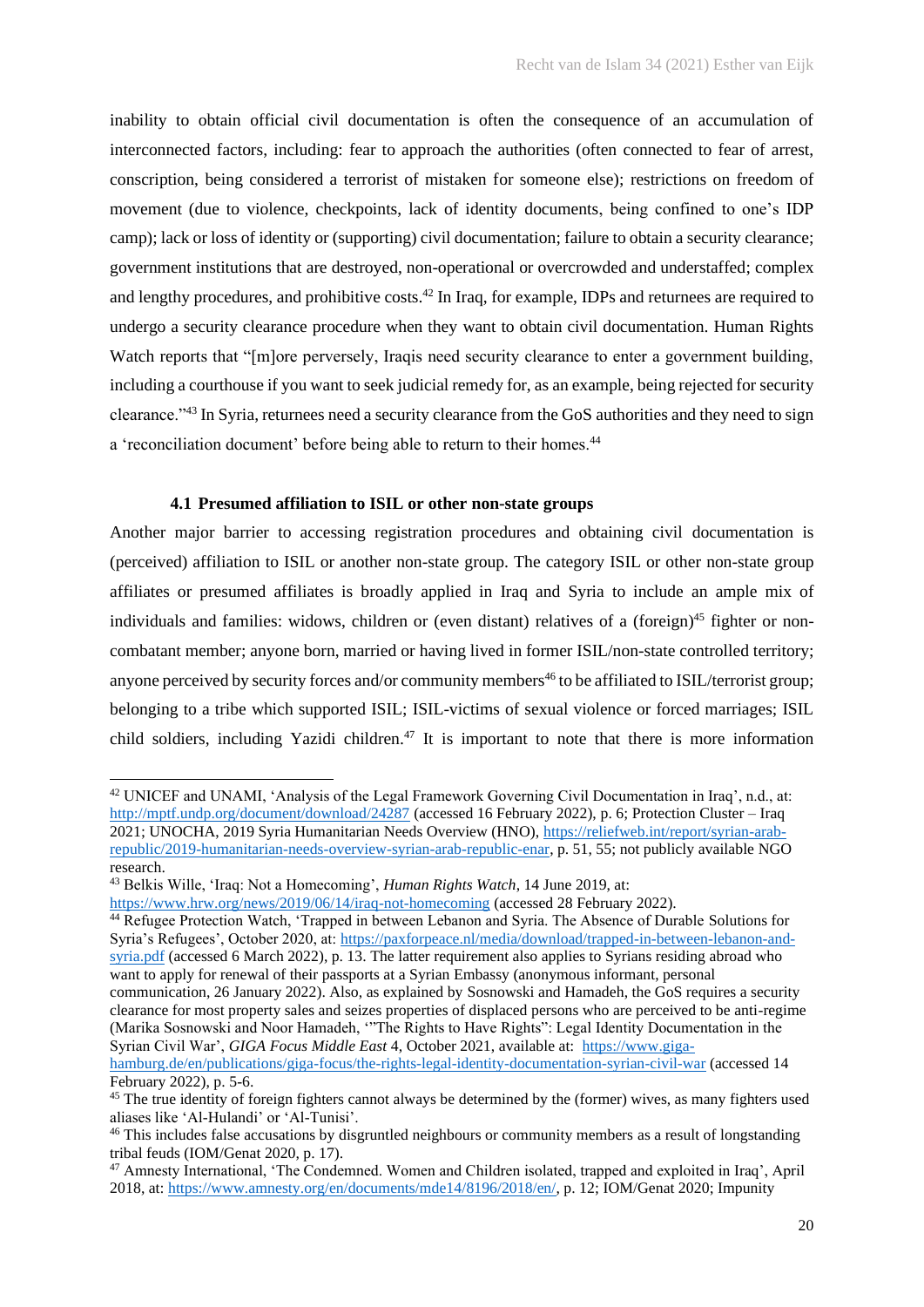inability to obtain official civil documentation is often the consequence of an accumulation of interconnected factors, including: fear to approach the authorities (often connected to fear of arrest, conscription, being considered a terrorist of mistaken for someone else); restrictions on freedom of movement (due to violence, checkpoints, lack of identity documents, being confined to one's IDP camp); lack or loss of identity or (supporting) civil documentation; failure to obtain a security clearance; government institutions that are destroyed, non-operational or overcrowded and understaffed; complex and lengthy procedures, and prohibitive costs.[42] In Iraq, for example, IDPs and returnees are required to undergo a security clearance procedure when they want to obtain civil documentation. Human Rights Watch reports that "[m]ore perversely, Iraqis need security clearance to enter a government building, including a courthouse if you want to seek judicial remedy for, as an example, being rejected for security clearance."[43] In Syria, returnees need a security clearance from the GoS authorities and they need to sign a 'reconciliation document' before being able to return to their homes.[44]

### 4.1 Presumed affiliation to ISIL or other non-state groups

Another major barrier to accessing registration procedures and obtaining civil documentation is (perceived) affiliation to ISIL or another non-state group. The category ISIL or other non-state group affiliates or presumed affiliates is broadly applied in Iraq and Syria to include an ample mix of individuals and families: widows, children or (even distant) relatives of a (foreign)[45] fighter or non-combatant member; anyone born, married or having lived in former ISIL/non-state controlled territory; anyone perceived by security forces and/or community members[46] to be affiliated to ISIL/terrorist group; belonging to a tribe which supported ISIL; ISIL-victims of sexual violence or forced marriages; ISIL child soldiers, including Yazidi children.[47] It is important to note that there is more information

---

[42] UNICEF and UNAMI, 'Analysis of the Legal Framework Governing Civil Documentation in Iraq', n.d., at: http://mptf.undp.org/document/download/24287 (accessed 16 February 2022), p. 6; Protection Cluster – Iraq 2021; UNOCHA, 2019 Syria Humanitarian Needs Overview (HNO), https://reliefweb.int/report/syrian-arab-republic/2019-humanitarian-needs-overview-syrian-arab-republic-enar, p. 51, 55; not publicly available NGO research.

[43] Belkis Wille, 'Iraq: Not a Homecoming', *Human Rights Watch*, 14 June 2019, at: https://www.hrw.org/news/2019/06/14/iraq-not-homecoming (accessed 28 February 2022).

[44] Refugee Protection Watch, 'Trapped in between Lebanon and Syria. The Absence of Durable Solutions for Syria's Refugees', October 2020, at: https://paxforpeace.nl/media/download/trapped-in-between-lebanon-and-syria.pdf (accessed 6 March 2022), p. 13. The latter requirement also applies to Syrians residing abroad who want to apply for renewal of their passports at a Syrian Embassy (anonymous informant, personal communication, 26 January 2022). Also, as explained by Sosnowski and Hamadeh, the GoS requires a security clearance for most property sales and seizes properties of displaced persons who are perceived to be anti-regime (Marika Sosnowski and Noor Hamadeh, '"The Rights to Have Rights": Legal Identity Documentation in the Syrian Civil War', *GIGA Focus Middle East* 4, October 2021, available at: https://www.giga-hamburg.de/en/publications/giga-focus/the-rights-legal-identity-documentation-syrian-civil-war (accessed 14 February 2022), p. 5-6.

[45] The true identity of foreign fighters cannot always be determined by the (former) wives, as many fighters used aliases like 'Al-Hulandi' or 'Al-Tunisi'.

[46] This includes false accusations by disgruntled neighbours or community members as a result of longstanding tribal feuds (IOM/Genat 2020, p. 17).

[47] Amnesty International, 'The Condemned. Women and Children isolated, trapped and exploited in Iraq', April 2018, at: https://www.amnesty.org/en/documents/mde14/8196/2018/en/, p. 12; IOM/Genat 2020; Impunity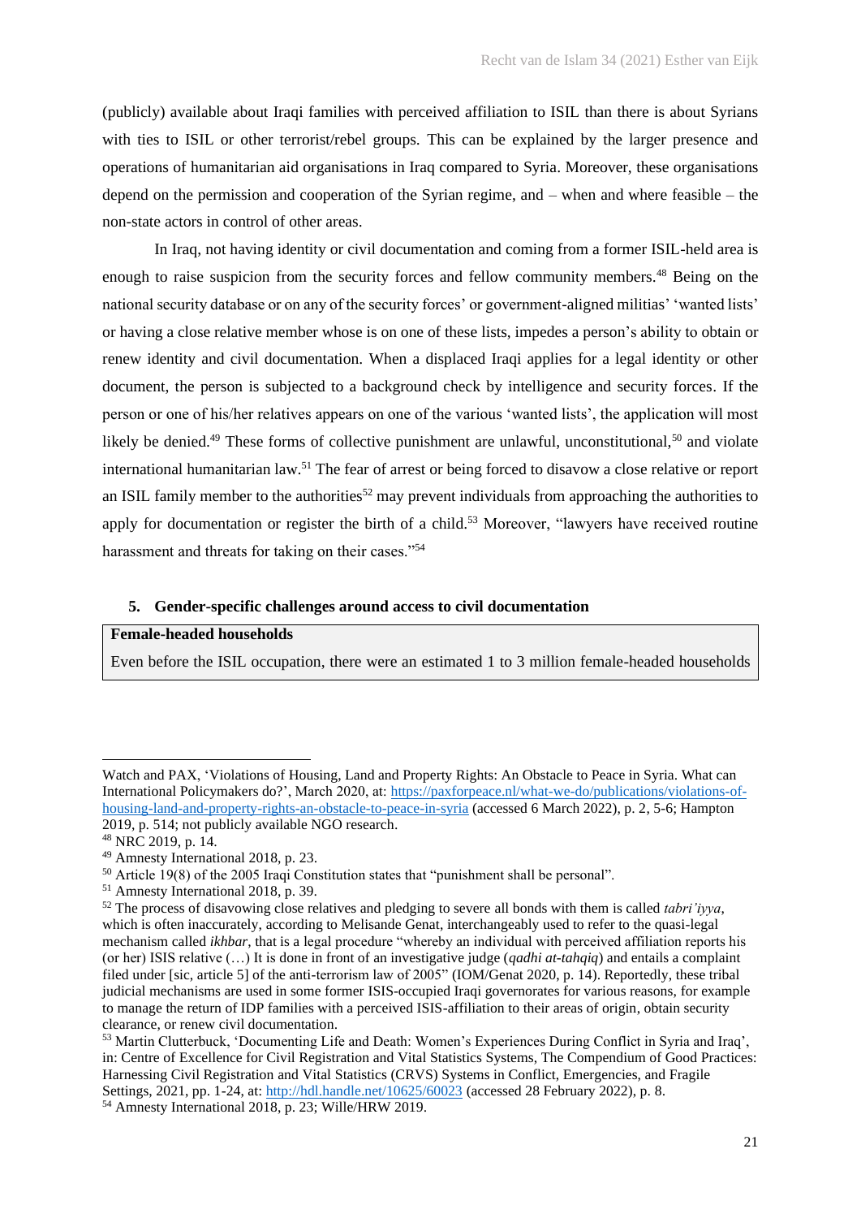(publicly) available about Iraqi families with perceived affiliation to ISIL than there is about Syrians with ties to ISIL or other terrorist/rebel groups. This can be explained by the larger presence and operations of humanitarian aid organisations in Iraq compared to Syria. Moreover, these organisations depend on the permission and cooperation of the Syrian regime, and – when and where feasible – the non-state actors in control of other areas.

In Iraq, not having identity or civil documentation and coming from a former ISIL-held area is enough to raise suspicion from the security forces and fellow community members.[48] Being on the national security database or on any of the security forces' or government-aligned militias' 'wanted lists' or having a close relative member whose is on one of these lists, impedes a person's ability to obtain or renew identity and civil documentation. When a displaced Iraqi applies for a legal identity or other document, the person is subjected to a background check by intelligence and security forces. If the person or one of his/her relatives appears on one of the various 'wanted lists', the application will most likely be denied.[49] These forms of collective punishment are unlawful, unconstitutional,[50] and violate international humanitarian law.[51] The fear of arrest or being forced to disavow a close relative or report an ISIL family member to the authorities[52] may prevent individuals from approaching the authorities to apply for documentation or register the birth of a child.[53] Moreover, "lawyers have received routine harassment and threats for taking on their cases."[54]

## 5. Gender-specific challenges around access to civil documentation

**Female-headed households**

Even before the ISIL occupation, there were an estimated 1 to 3 million female-headed households

---

Watch and PAX, 'Violations of Housing, Land and Property Rights: An Obstacle to Peace in Syria. What can International Policymakers do?', March 2020, at: https://paxforpeace.nl/what-we-do/publications/violations-of-housing-land-and-property-rights-an-obstacle-to-peace-in-syria (accessed 6 March 2022), p. 2, 5-6; Hampton 2019, p. 514; not publicly available NGO research.

[48] NRC 2019, p. 14.

[49] Amnesty International 2018, p. 23.

[50] Article 19(8) of the 2005 Iraqi Constitution states that "punishment shall be personal".

[51] Amnesty International 2018, p. 39.

[52] The process of disavowing close relatives and pledging to severe all bonds with them is called *tabri'iyya*, which is often inaccurately, according to Melisande Genat, interchangeably used to refer to the quasi-legal mechanism called *ikhbar*, that is a legal procedure "whereby an individual with perceived affiliation reports his (or her) ISIS relative (…) It is done in front of an investigative judge (*qadhi at-tahqiq*) and entails a complaint filed under [sic, article 5] of the anti-terrorism law of 2005" (IOM/Genat 2020, p. 14). Reportedly, these tribal judicial mechanisms are used in some former ISIS-occupied Iraqi governorates for various reasons, for example to manage the return of IDP families with a perceived ISIS-affiliation to their areas of origin, obtain security clearance, or renew civil documentation.

[53] Martin Clutterbuck, 'Documenting Life and Death: Women's Experiences During Conflict in Syria and Iraq', in: Centre of Excellence for Civil Registration and Vital Statistics Systems, The Compendium of Good Practices: Harnessing Civil Registration and Vital Statistics (CRVS) Systems in Conflict, Emergencies, and Fragile Settings, 2021, pp. 1-24, at: http://hdl.handle.net/10625/60023 (accessed 28 February 2022), p. 8.

[54] Amnesty International 2018, p. 23; Wille/HRW 2019.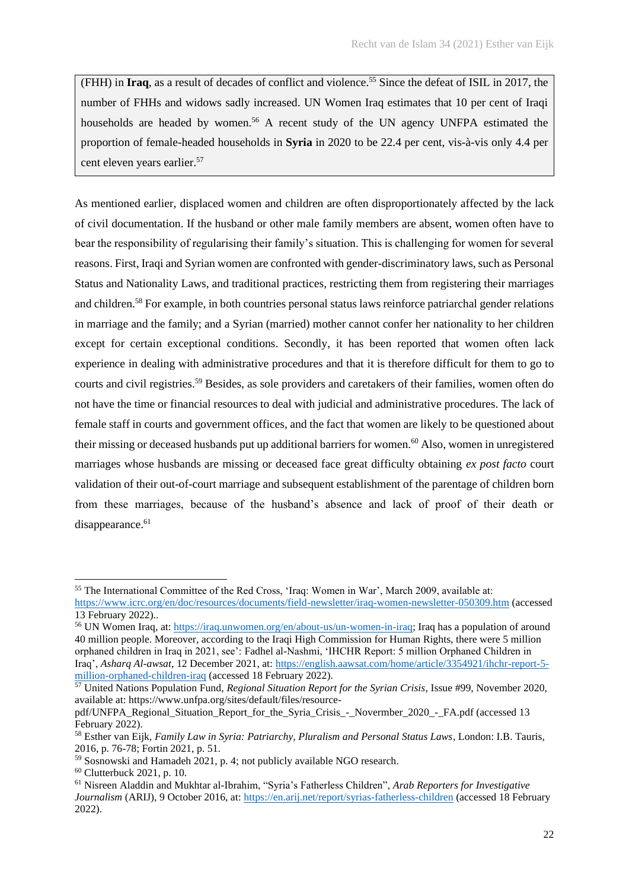(FHH) in **Iraq**, as a result of decades of conflict and violence.[55] Since the defeat of ISIL in 2017, the number of FHHs and widows sadly increased. UN Women Iraq estimates that 10 per cent of Iraqi households are headed by women.[56] A recent study of the UN agency UNFPA estimated the proportion of female-headed households in **Syria** in 2020 to be 22.4 per cent, vis-à-vis only 4.4 per cent eleven years earlier.[57]

As mentioned earlier, displaced women and children are often disproportionately affected by the lack of civil documentation. If the husband or other male family members are absent, women often have to bear the responsibility of regularising their family's situation. This is challenging for women for several reasons. First, Iraqi and Syrian women are confronted with gender-discriminatory laws, such as Personal Status and Nationality Laws, and traditional practices, restricting them from registering their marriages and children.[58] For example, in both countries personal status laws reinforce patriarchal gender relations in marriage and the family; and a Syrian (married) mother cannot confer her nationality to her children except for certain exceptional conditions. Secondly, it has been reported that women often lack experience in dealing with administrative procedures and that it is therefore difficult for them to go to courts and civil registries.[59] Besides, as sole providers and caretakers of their families, women often do not have the time or financial resources to deal with judicial and administrative procedures. The lack of female staff in courts and government offices, and the fact that women are likely to be questioned about their missing or deceased husbands put up additional barriers for women.[60] Also, women in unregistered marriages whose husbands are missing or deceased face great difficulty obtaining *ex post facto* court validation of their out-of-court marriage and subsequent establishment of the parentage of children born from these marriages, because of the husband's absence and lack of proof of their death or disappearance.[61]

---

[55] The International Committee of the Red Cross, 'Iraq: Women in War', March 2009, available at: https://www.icrc.org/en/doc/resources/documents/field-newsletter/iraq-women-newsletter-050309.htm (accessed 13 February 2022)..

[56] UN Women Iraq, at: https://iraq.unwomen.org/en/about-us/un-women-in-iraq; Iraq has a population of around 40 million people. Moreover, according to the Iraqi High Commission for Human Rights, there were 5 million orphaned children in Iraq in 2021, see': Fadhel al-Nashmi, 'IHCHR Report: 5 million Orphaned Children in Iraq', *Asharq Al-awsat*, 12 December 2021, at: https://english.aawsat.com/home/article/3354921/ihchr-report-5-million-orphaned-children-iraq (accessed 18 February 2022).

[57] United Nations Population Fund, *Regional Situation Report for the Syrian Crisis*, Issue #99, November 2020, available at: https://www.unfpa.org/sites/default/files/resource-pdf/UNFPA_Regional_Situation_Report_for_the_Syria_Crisis_-_Novermber_2020_-_FA.pdf (accessed 13 February 2022).

[58] Esther van Eijk, *Family Law in Syria: Patriarchy, Pluralism and Personal Status Laws*, London: I.B. Tauris, 2016, p. 76-78; Fortin 2021, p. 51.

[59] Sosnowski and Hamadeh 2021, p. 4; not publicly available NGO research.

[60] Clutterbuck 2021, p. 10.

[61] Nisreen Aladdin and Mukhtar al-Ibrahim, "Syria's Fatherless Children", *Arab Reporters for Investigative Journalism* (ARIJ), 9 October 2016, at: https://en.arij.net/report/syrias-fatherless-children (accessed 18 February 2022).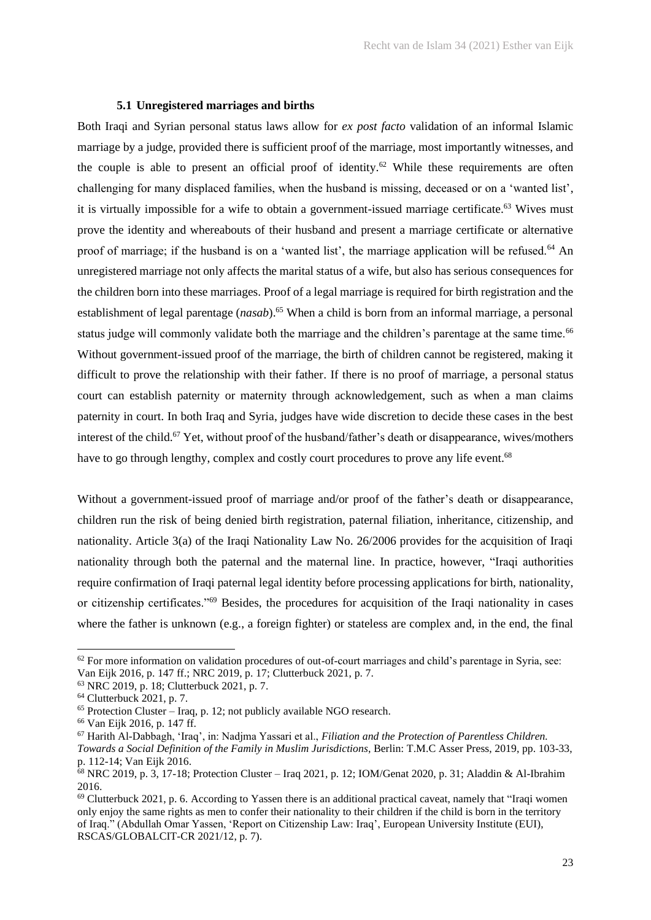### 5.1 Unregistered marriages and births

Both Iraqi and Syrian personal status laws allow for *ex post facto* validation of an informal Islamic marriage by a judge, provided there is sufficient proof of the marriage, most importantly witnesses, and the couple is able to present an official proof of identity.[62] While these requirements are often challenging for many displaced families, when the husband is missing, deceased or on a 'wanted list', it is virtually impossible for a wife to obtain a government-issued marriage certificate.[63] Wives must prove the identity and whereabouts of their husband and present a marriage certificate or alternative proof of marriage; if the husband is on a 'wanted list', the marriage application will be refused.[64] An unregistered marriage not only affects the marital status of a wife, but also has serious consequences for the children born into these marriages. Proof of a legal marriage is required for birth registration and the establishment of legal parentage (*nasab*).[65] When a child is born from an informal marriage, a personal status judge will commonly validate both the marriage and the children's parentage at the same time.[66] Without government-issued proof of the marriage, the birth of children cannot be registered, making it difficult to prove the relationship with their father. If there is no proof of marriage, a personal status court can establish paternity or maternity through acknowledgement, such as when a man claims paternity in court. In both Iraq and Syria, judges have wide discretion to decide these cases in the best interest of the child.[67] Yet, without proof of the husband/father's death or disappearance, wives/mothers have to go through lengthy, complex and costly court procedures to prove any life event.[68]

Without a government-issued proof of marriage and/or proof of the father's death or disappearance, children run the risk of being denied birth registration, paternal filiation, inheritance, citizenship, and nationality. Article 3(a) of the Iraqi Nationality Law No. 26/2006 provides for the acquisition of Iraqi nationality through both the paternal and the maternal line. In practice, however, "Iraqi authorities require confirmation of Iraqi paternal legal identity before processing applications for birth, nationality, or citizenship certificates."[69] Besides, the procedures for acquisition of the Iraqi nationality in cases where the father is unknown (e.g., a foreign fighter) or stateless are complex and, in the end, the final

---

[62] For more information on validation procedures of out-of-court marriages and child's parentage in Syria, see: Van Eijk 2016, p. 147 ff.; NRC 2019, p. 17; Clutterbuck 2021, p. 7.

[63] NRC 2019, p. 18; Clutterbuck 2021, p. 7.

[64] Clutterbuck 2021, p. 7.

[65] Protection Cluster – Iraq, p. 12; not publicly available NGO research.

[66] Van Eijk 2016, p. 147 ff.

[67] Harith Al-Dabbagh, 'Iraq', in: Nadjma Yassari et al., *Filiation and the Protection of Parentless Children. Towards a Social Definition of the Family in Muslim Jurisdictions*, Berlin: T.M.C Asser Press, 2019, pp. 103-33, p. 112-14; Van Eijk 2016.

[68] NRC 2019, p. 3, 17-18; Protection Cluster – Iraq 2021, p. 12; IOM/Genat 2020, p. 31; Aladdin & Al-Ibrahim 2016.

[69] Clutterbuck 2021, p. 6. According to Yassen there is an additional practical caveat, namely that "Iraqi women only enjoy the same rights as men to confer their nationality to their children if the child is born in the territory of Iraq." (Abdullah Omar Yassen, 'Report on Citizenship Law: Iraq', European University Institute (EUI), RSCAS/GLOBALCIT-CR 2021/12, p. 7).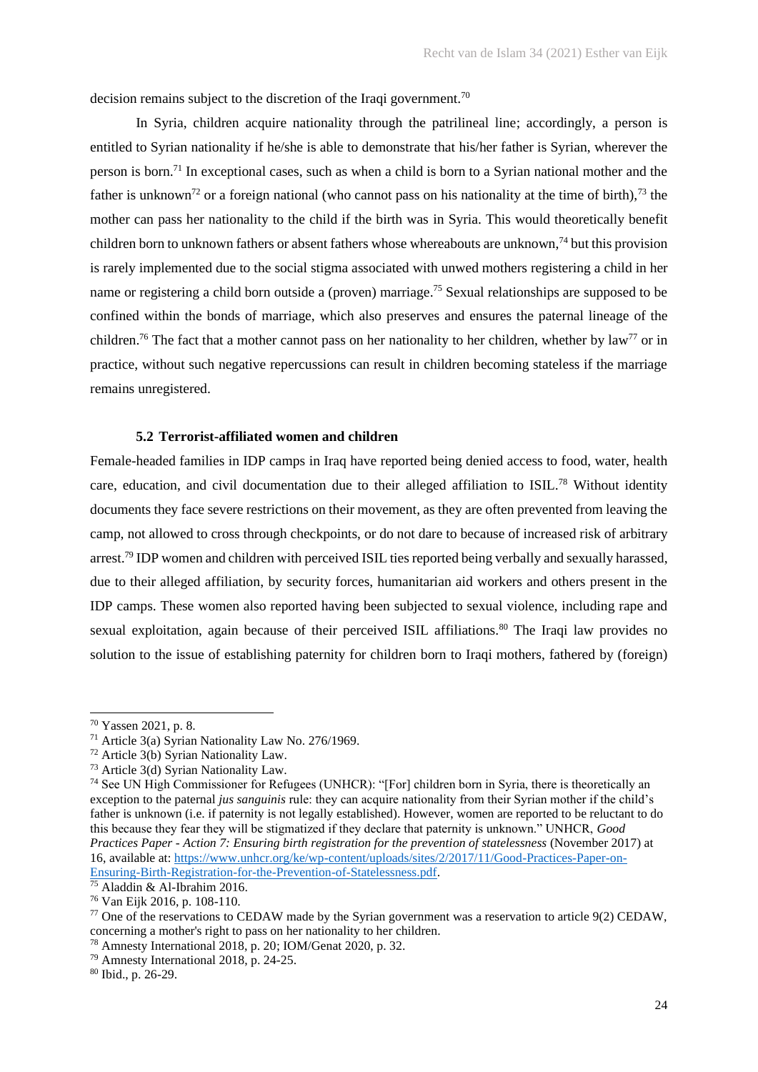decision remains subject to the discretion of the Iraqi government.[70]

In Syria, children acquire nationality through the patrilineal line; accordingly, a person is entitled to Syrian nationality if he/she is able to demonstrate that his/her father is Syrian, wherever the person is born.[71] In exceptional cases, such as when a child is born to a Syrian national mother and the father is unknown[72] or a foreign national (who cannot pass on his nationality at the time of birth),[73] the mother can pass her nationality to the child if the birth was in Syria. This would theoretically benefit children born to unknown fathers or absent fathers whose whereabouts are unknown,[74] but this provision is rarely implemented due to the social stigma associated with unwed mothers registering a child in her name or registering a child born outside a (proven) marriage.[75] Sexual relationships are supposed to be confined within the bonds of marriage, which also preserves and ensures the paternal lineage of the children.[76] The fact that a mother cannot pass on her nationality to her children, whether by law[77] or in practice, without such negative repercussions can result in children becoming stateless if the marriage remains unregistered.

### 5.2 Terrorist-affiliated women and children

Female-headed families in IDP camps in Iraq have reported being denied access to food, water, health care, education, and civil documentation due to their alleged affiliation to ISIL.[78] Without identity documents they face severe restrictions on their movement, as they are often prevented from leaving the camp, not allowed to cross through checkpoints, or do not dare to because of increased risk of arbitrary arrest.[79] IDP women and children with perceived ISIL ties reported being verbally and sexually harassed, due to their alleged affiliation, by security forces, humanitarian aid workers and others present in the IDP camps. These women also reported having been subjected to sexual violence, including rape and sexual exploitation, again because of their perceived ISIL affiliations.[80] The Iraqi law provides no solution to the issue of establishing paternity for children born to Iraqi mothers, fathered by (foreign)

---

[70] Yassen 2021, p. 8.

[71] Article 3(a) Syrian Nationality Law No. 276/1969.

[72] Article 3(b) Syrian Nationality Law.

[73] Article 3(d) Syrian Nationality Law.

[74] See UN High Commissioner for Refugees (UNHCR): "[For] children born in Syria, there is theoretically an exception to the paternal *jus sanguinis* rule: they can acquire nationality from their Syrian mother if the child's father is unknown (i.e. if paternity is not legally established). However, women are reported to be reluctant to do this because they fear they will be stigmatized if they declare that paternity is unknown." UNHCR, *Good Practices Paper - Action 7: Ensuring birth registration for the prevention of statelessness* (November 2017) at 16, available at: https://www.unhcr.org/ke/wp-content/uploads/sites/2/2017/11/Good-Practices-Paper-on-Ensuring-Birth-Registration-for-the-Prevention-of-Statelessness.pdf.

[75] Aladdin & Al-Ibrahim 2016.

[76] Van Eijk 2016, p. 108-110.

[77] One of the reservations to CEDAW made by the Syrian government was a reservation to article 9(2) CEDAW, concerning a mother's right to pass on her nationality to her children.

[78] Amnesty International 2018, p. 20; IOM/Genat 2020, p. 32.

[79] Amnesty International 2018, p. 24-25.

[80] Ibid., p. 26-29.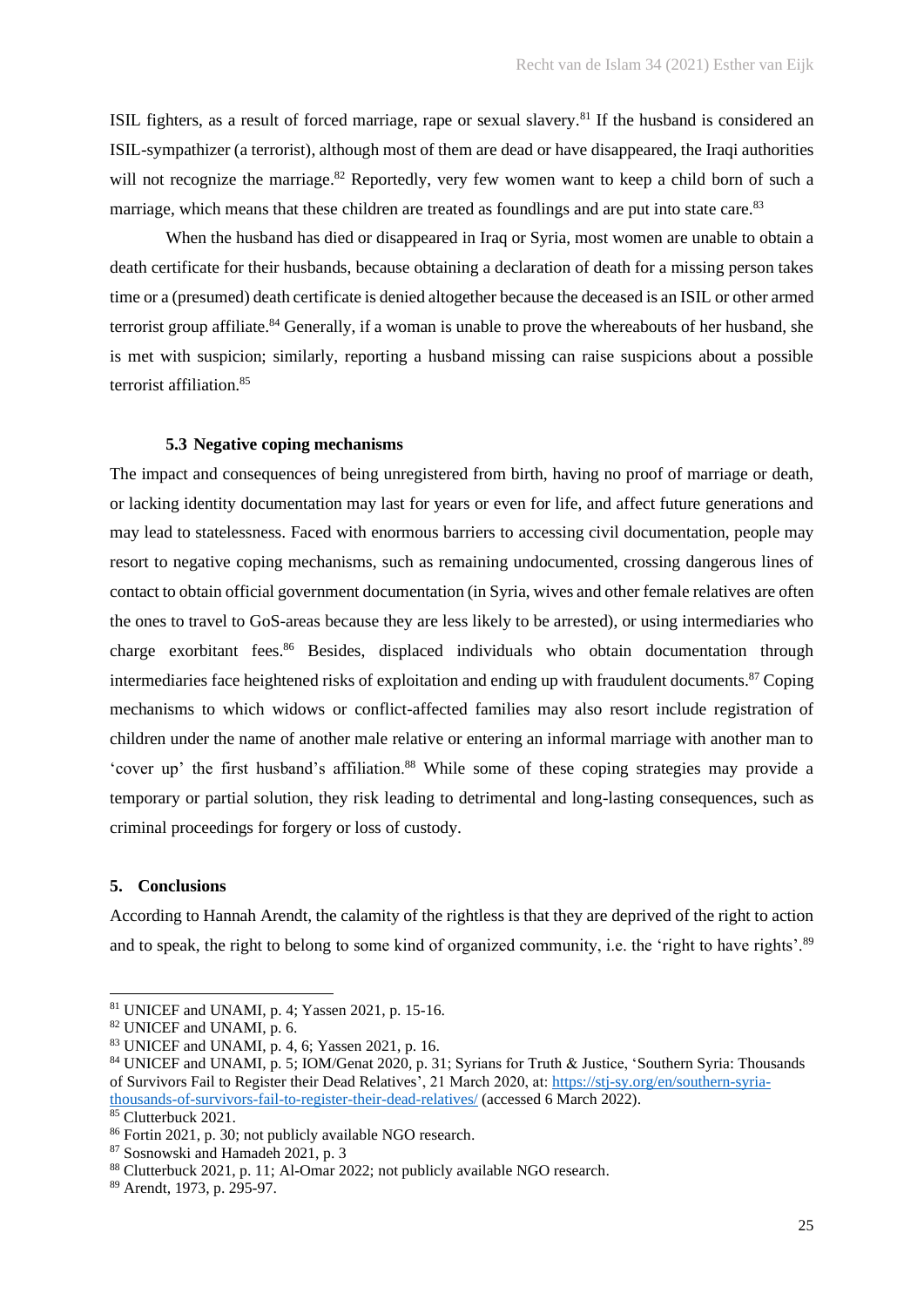ISIL fighters, as a result of forced marriage, rape or sexual slavery.[81] If the husband is considered an ISIL-sympathizer (a terrorist), although most of them are dead or have disappeared, the Iraqi authorities will not recognize the marriage.[82] Reportedly, very few women want to keep a child born of such a marriage, which means that these children are treated as foundlings and are put into state care.[83]

When the husband has died or disappeared in Iraq or Syria, most women are unable to obtain a death certificate for their husbands, because obtaining a declaration of death for a missing person takes time or a (presumed) death certificate is denied altogether because the deceased is an ISIL or other armed terrorist group affiliate.[84] Generally, if a woman is unable to prove the whereabouts of her husband, she is met with suspicion; similarly, reporting a husband missing can raise suspicions about a possible terrorist affiliation.[85]

### 5.3 Negative coping mechanisms

The impact and consequences of being unregistered from birth, having no proof of marriage or death, or lacking identity documentation may last for years or even for life, and affect future generations and may lead to statelessness. Faced with enormous barriers to accessing civil documentation, people may resort to negative coping mechanisms, such as remaining undocumented, crossing dangerous lines of contact to obtain official government documentation (in Syria, wives and other female relatives are often the ones to travel to GoS-areas because they are less likely to be arrested), or using intermediaries who charge exorbitant fees.[86] Besides, displaced individuals who obtain documentation through intermediaries face heightened risks of exploitation and ending up with fraudulent documents.[87] Coping mechanisms to which widows or conflict-affected families may also resort include registration of children under the name of another male relative or entering an informal marriage with another man to 'cover up' the first husband's affiliation.[88] While some of these coping strategies may provide a temporary or partial solution, they risk leading to detrimental and long-lasting consequences, such as criminal proceedings for forgery or loss of custody.

## 5. Conclusions

According to Hannah Arendt, the calamity of the rightless is that they are deprived of the right to action and to speak, the right to belong to some kind of organized community, i.e. the 'right to have rights'.[89]

---

[81] UNICEF and UNAMI, p. 4; Yassen 2021, p. 15-16.

[82] UNICEF and UNAMI, p. 6.

[83] UNICEF and UNAMI, p. 4, 6; Yassen 2021, p. 16.

[84] UNICEF and UNAMI, p. 5; IOM/Genat 2020, p. 31; Syrians for Truth & Justice, 'Southern Syria: Thousands of Survivors Fail to Register their Dead Relatives', 21 March 2020, at: [https://stj-sy.org/en/southern-syria-thousands-of-survivors-fail-to-register-their-dead-relatives/](https://stj-sy.org/en/southern-syria-thousands-of-survivors-fail-to-register-their-dead-relatives/) (accessed 6 March 2022).

[85] Clutterbuck 2021.

[86] Fortin 2021, p. 30; not publicly available NGO research.

[87] Sosnowski and Hamadeh 2021, p. 3

[88] Clutterbuck 2021, p. 11; Al-Omar 2022; not publicly available NGO research.

[89] Arendt, 1973, p. 295-97.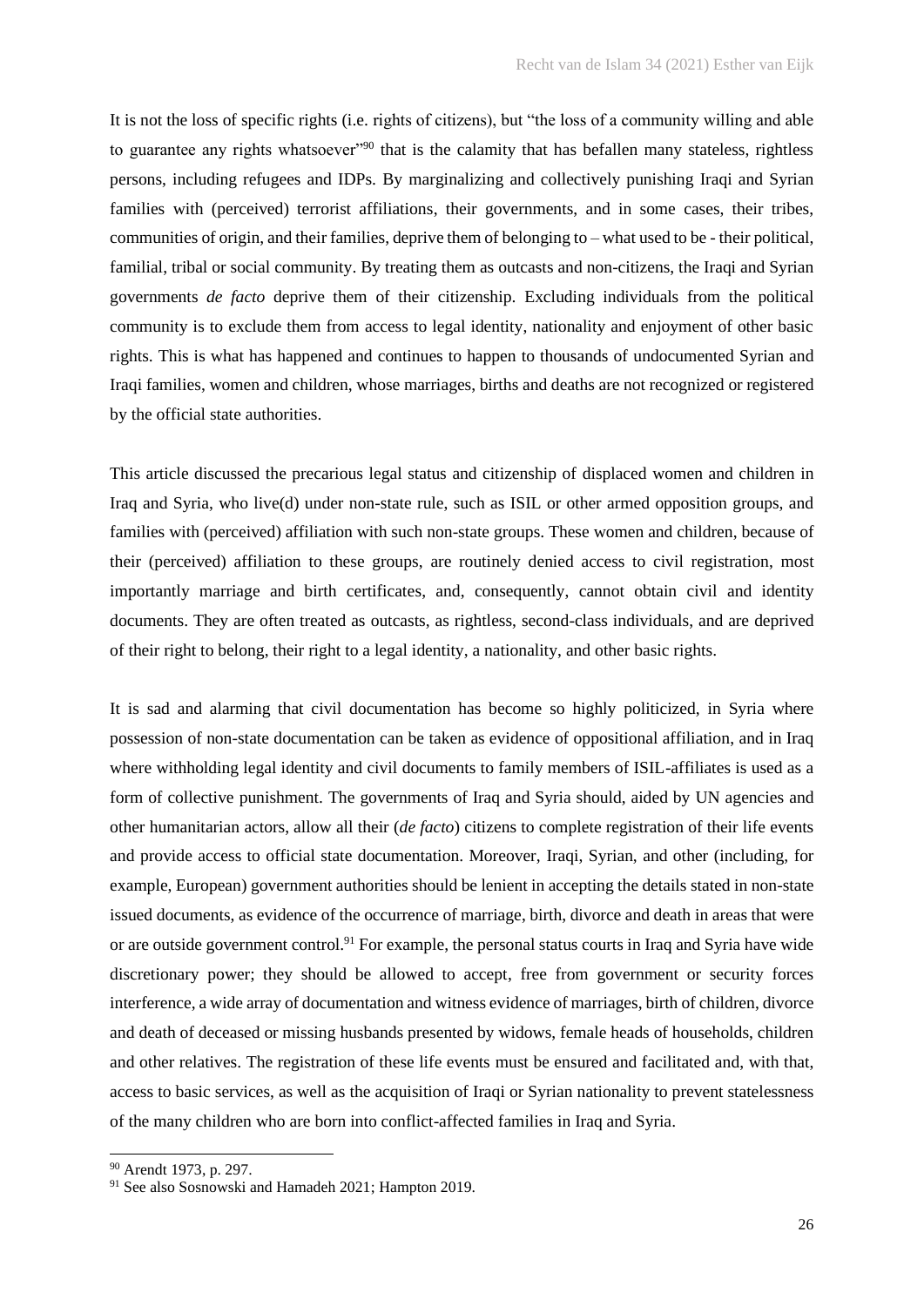It is not the loss of specific rights (i.e. rights of citizens), but "the loss of a community willing and able to guarantee any rights whatsoever"[90] that is the calamity that has befallen many stateless, rightless persons, including refugees and IDPs. By marginalizing and collectively punishing Iraqi and Syrian families with (perceived) terrorist affiliations, their governments, and in some cases, their tribes, communities of origin, and their families, deprive them of belonging to – what used to be - their political, familial, tribal or social community. By treating them as outcasts and non-citizens, the Iraqi and Syrian governments *de facto* deprive them of their citizenship. Excluding individuals from the political community is to exclude them from access to legal identity, nationality and enjoyment of other basic rights. This is what has happened and continues to happen to thousands of undocumented Syrian and Iraqi families, women and children, whose marriages, births and deaths are not recognized or registered by the official state authorities.

This article discussed the precarious legal status and citizenship of displaced women and children in Iraq and Syria, who live(d) under non-state rule, such as ISIL or other armed opposition groups, and families with (perceived) affiliation with such non-state groups. These women and children, because of their (perceived) affiliation to these groups, are routinely denied access to civil registration, most importantly marriage and birth certificates, and, consequently, cannot obtain civil and identity documents. They are often treated as outcasts, as rightless, second-class individuals, and are deprived of their right to belong, their right to a legal identity, a nationality, and other basic rights.

It is sad and alarming that civil documentation has become so highly politicized, in Syria where possession of non-state documentation can be taken as evidence of oppositional affiliation, and in Iraq where withholding legal identity and civil documents to family members of ISIL-affiliates is used as a form of collective punishment. The governments of Iraq and Syria should, aided by UN agencies and other humanitarian actors, allow all their (*de facto*) citizens to complete registration of their life events and provide access to official state documentation. Moreover, Iraqi, Syrian, and other (including, for example, European) government authorities should be lenient in accepting the details stated in non-state issued documents, as evidence of the occurrence of marriage, birth, divorce and death in areas that were or are outside government control.[91] For example, the personal status courts in Iraq and Syria have wide discretionary power; they should be allowed to accept, free from government or security forces interference, a wide array of documentation and witness evidence of marriages, birth of children, divorce and death of deceased or missing husbands presented by widows, female heads of households, children and other relatives. The registration of these life events must be ensured and facilitated and, with that, access to basic services, as well as the acquisition of Iraqi or Syrian nationality to prevent statelessness of the many children who are born into conflict-affected families in Iraq and Syria.

---

[90] Arendt 1973, p. 297.

[91] See also Sosnowski and Hamadeh 2021; Hampton 2019.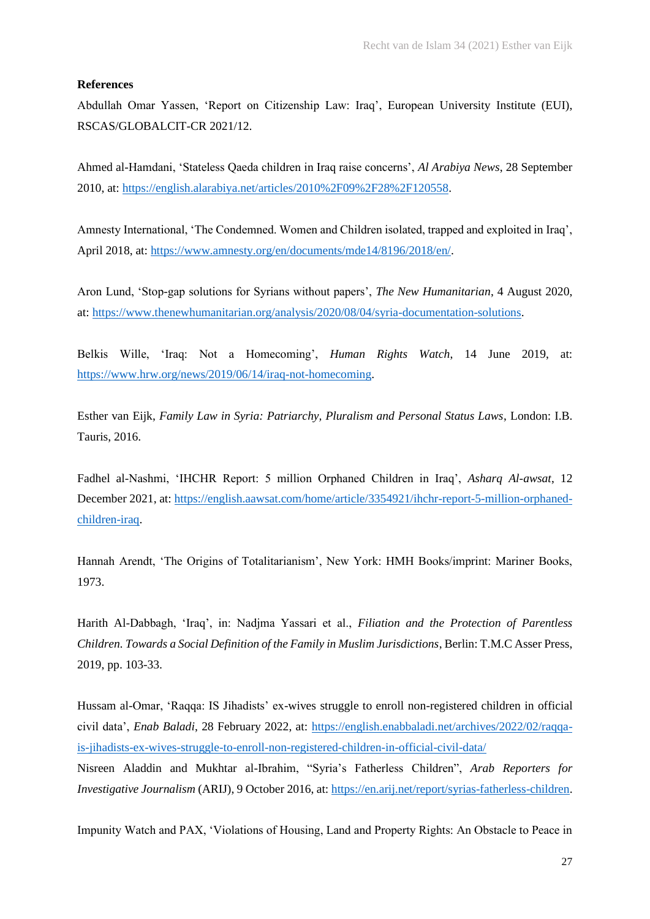**References**

Abdullah Omar Yassen, 'Report on Citizenship Law: Iraq', European University Institute (EUI), RSCAS/GLOBALCIT-CR 2021/12.

Ahmed al-Hamdani, 'Stateless Qaeda children in Iraq raise concerns', *Al Arabiya News*, 28 September 2010, at: https://english.alarabiya.net/articles/2010%2F09%2F28%2F120558.

Amnesty International, 'The Condemned. Women and Children isolated, trapped and exploited in Iraq', April 2018, at: https://www.amnesty.org/en/documents/mde14/8196/2018/en/.

Aron Lund, 'Stop-gap solutions for Syrians without papers', *The New Humanitarian*, 4 August 2020, at: https://www.thenewhumanitarian.org/analysis/2020/08/04/syria-documentation-solutions.

Belkis Wille, 'Iraq: Not a Homecoming', *Human Rights Watch*, 14 June 2019, at: https://www.hrw.org/news/2019/06/14/iraq-not-homecoming.

Esther van Eijk, *Family Law in Syria: Patriarchy, Pluralism and Personal Status Laws*, London: I.B. Tauris, 2016.

Fadhel al-Nashmi, 'IHCHR Report: 5 million Orphaned Children in Iraq', *Asharq Al-awsat*, 12 December 2021, at: https://english.aawsat.com/home/article/3354921/ihchr-report-5-million-orphaned-children-iraq.

Hannah Arendt, 'The Origins of Totalitarianism', New York: HMH Books/imprint: Mariner Books, 1973.

Harith Al-Dabbagh, 'Iraq', in: Nadjma Yassari et al., *Filiation and the Protection of Parentless Children. Towards a Social Definition of the Family in Muslim Jurisdictions*, Berlin: T.M.C Asser Press, 2019, pp. 103-33.

Hussam al-Omar, 'Raqqa: IS Jihadists' ex-wives struggle to enroll non-registered children in official civil data', *Enab Baladi*, 28 February 2022, at: https://english.enabbaladi.net/archives/2022/02/raqqa-is-jihadists-ex-wives-struggle-to-enroll-non-registered-children-in-official-civil-data/

Nisreen Aladdin and Mukhtar al-Ibrahim, "Syria's Fatherless Children", *Arab Reporters for Investigative Journalism* (ARIJ), 9 October 2016, at: https://en.arij.net/report/syrias-fatherless-children.

Impunity Watch and PAX, 'Violations of Housing, Land and Property Rights: An Obstacle to Peace in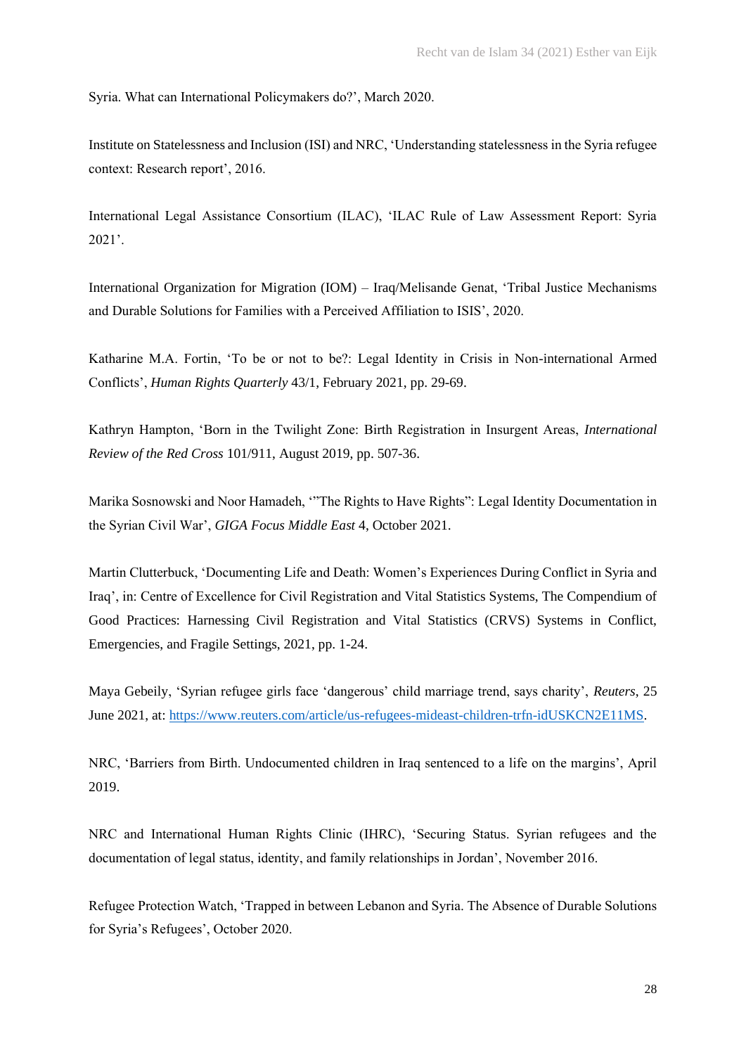Syria. What can International Policymakers do?', March 2020.

Institute on Statelessness and Inclusion (ISI) and NRC, 'Understanding statelessness in the Syria refugee context: Research report', 2016.

International Legal Assistance Consortium (ILAC), 'ILAC Rule of Law Assessment Report: Syria 2021'.

International Organization for Migration (IOM) – Iraq/Melisande Genat, 'Tribal Justice Mechanisms and Durable Solutions for Families with a Perceived Affiliation to ISIS', 2020.

Katharine M.A. Fortin, 'To be or not to be?: Legal Identity in Crisis in Non-international Armed Conflicts', *Human Rights Quarterly* 43/1, February 2021, pp. 29-69.

Kathryn Hampton, 'Born in the Twilight Zone: Birth Registration in Insurgent Areas, *International Review of the Red Cross* 101/911, August 2019, pp. 507-36.

Marika Sosnowski and Noor Hamadeh, '"The Rights to Have Rights": Legal Identity Documentation in the Syrian Civil War', *GIGA Focus Middle East* 4, October 2021.

Martin Clutterbuck, 'Documenting Life and Death: Women's Experiences During Conflict in Syria and Iraq', in: Centre of Excellence for Civil Registration and Vital Statistics Systems, The Compendium of Good Practices: Harnessing Civil Registration and Vital Statistics (CRVS) Systems in Conflict, Emergencies, and Fragile Settings, 2021, pp. 1-24.

Maya Gebeily, 'Syrian refugee girls face 'dangerous' child marriage trend, says charity', *Reuters*, 25 June 2021, at: https://www.reuters.com/article/us-refugees-mideast-children-trfn-idUSKCN2E11MS.

NRC, 'Barriers from Birth. Undocumented children in Iraq sentenced to a life on the margins', April 2019.

NRC and International Human Rights Clinic (IHRC), 'Securing Status. Syrian refugees and the documentation of legal status, identity, and family relationships in Jordan', November 2016.

Refugee Protection Watch, 'Trapped in between Lebanon and Syria. The Absence of Durable Solutions for Syria's Refugees', October 2020.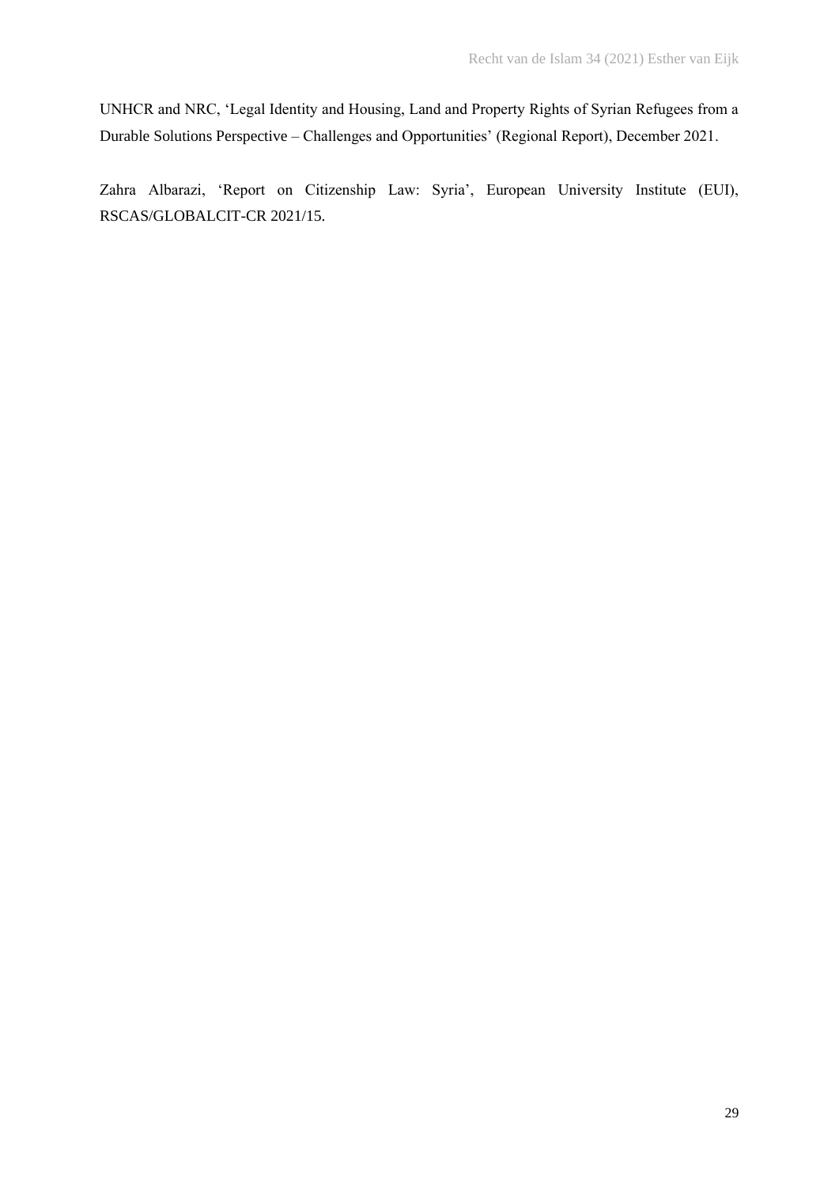UNHCR and NRC, ‘Legal Identity and Housing, Land and Property Rights of Syrian Refugees from a Durable Solutions Perspective – Challenges and Opportunities’ (Regional Report), December 2021.

Zahra Albarazi, ‘Report on Citizenship Law: Syria’, European University Institute (EUI), RSCAS/GLOBALCIT-CR 2021/15.